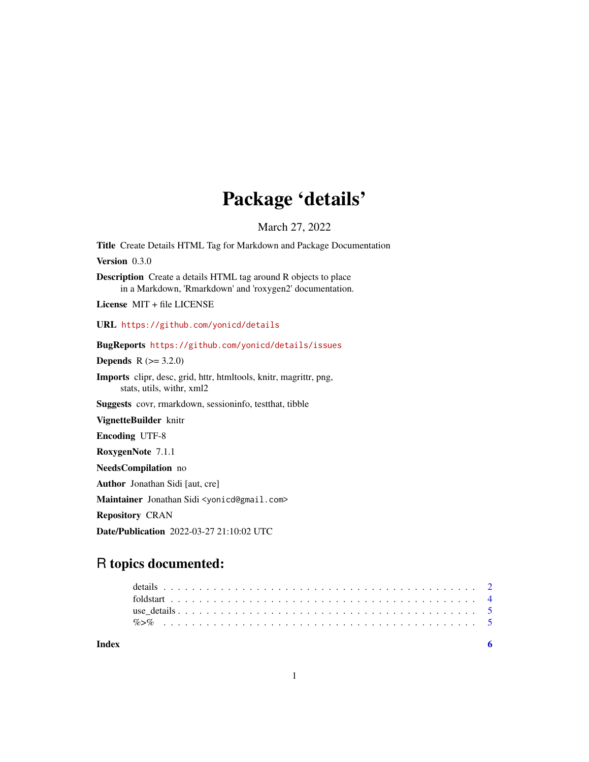# Package 'details'

March 27, 2022

**Title** Create Details HTML Tag for Markdown and Package Documentation

**Version** 0.3.0

**Description** Create a details HTML tag around R objects to place in a Markdown, 'Rmarkdown' and 'roxygen2' documentation.

**License** MIT + file LICENSE

**URL** https://github.com/yonicd/details

**BugReports** https://github.com/yonicd/details/issues

**Depends** R (>= 3.2.0)

**Imports** clipr, desc, grid, httr, htmltools, knitr, magrittr, png, stats, utils, withr, xml2

**Suggests** covr, rmarkdown, sessioninfo, testthat, tibble

**VignetteBuilder** knitr

**Encoding** UTF-8

**RoxygenNote** 7.1.1

**NeedsCompilation** no

**Author** Jonathan Sidi [aut, cre]

**Maintainer** Jonathan Sidi <yonicd@gmail.com>

**Repository** CRAN

**Date/Publication** 2022-03-27 21:10:02 UTC

## R topics documented:

- details . . . . . . . . . . . . . . . . . . . . . . . . . . . . . . . . . . . . . . . . . . 2
- foldstart . . . . . . . . . . . . . . . . . . . . . . . . . . . . . . . . . . . . . . . . . 4
- use_details . . . . . . . . . . . . . . . . . . . . . . . . . . . . . . . . . . . . . . . . 5
- %>% . . . . . . . . . . . . . . . . . . . . . . . . . . . . . . . . . . . . . . . . . . . 5

**Index** 6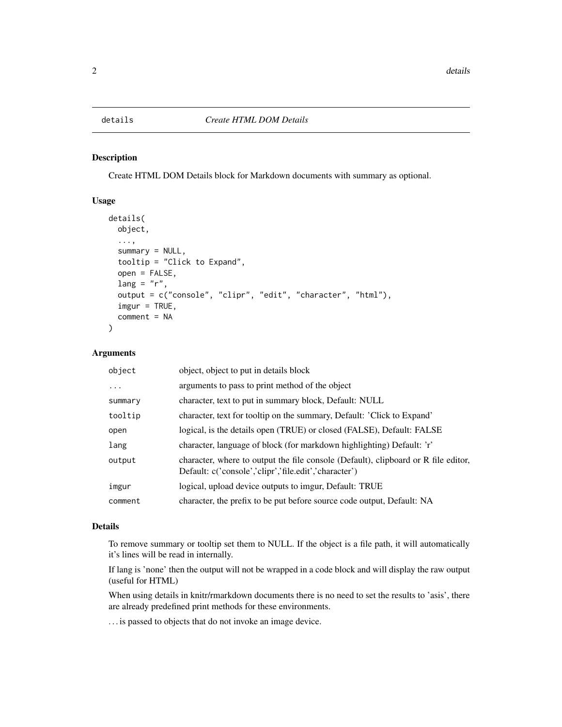# details — *Create HTML DOM Details*

## Description

Create HTML DOM Details block for Markdown documents with summary as optional.

## Usage

```
details(
  object,
  ...,
  summary = NULL,
  tooltip = "Click to Expand",
  open = FALSE,
  lang = "r",
  output = c("console", "clipr", "edit", "character", "html"),
  imgur = TRUE,
  comment = NA
)
```

## Arguments

| | |
|---|---|
| `object` | object, object to put in details block |
| `...` | arguments to pass to print method of the object |
| `summary` | character, text to put in summary block, Default: NULL |
| `tooltip` | character, text for tooltip on the summary, Default: 'Click to Expand' |
| `open` | logical, is the details open (TRUE) or closed (FALSE), Default: FALSE |
| `lang` | character, language of block (for markdown highlighting) Default: 'r' |
| `output` | character, where to output the file console (Default), clipboard or R file editor, Default: c('console','clipr','file.edit','character') |
| `imgur` | logical, upload device outputs to imgur, Default: TRUE |
| `comment` | character, the prefix to be put before source code output, Default: NA |

## Details

To remove summary or tooltip set them to NULL. If the object is a file path, it will automatically it's lines will be read in internally.

If lang is 'none' then the output will not be wrapped in a code block and will display the raw output (useful for HTML)

When using details in knitr/rmarkdown documents there is no need to set the results to 'asis', there are already predefined print methods for these environments.

... is passed to objects that do not invoke an image device.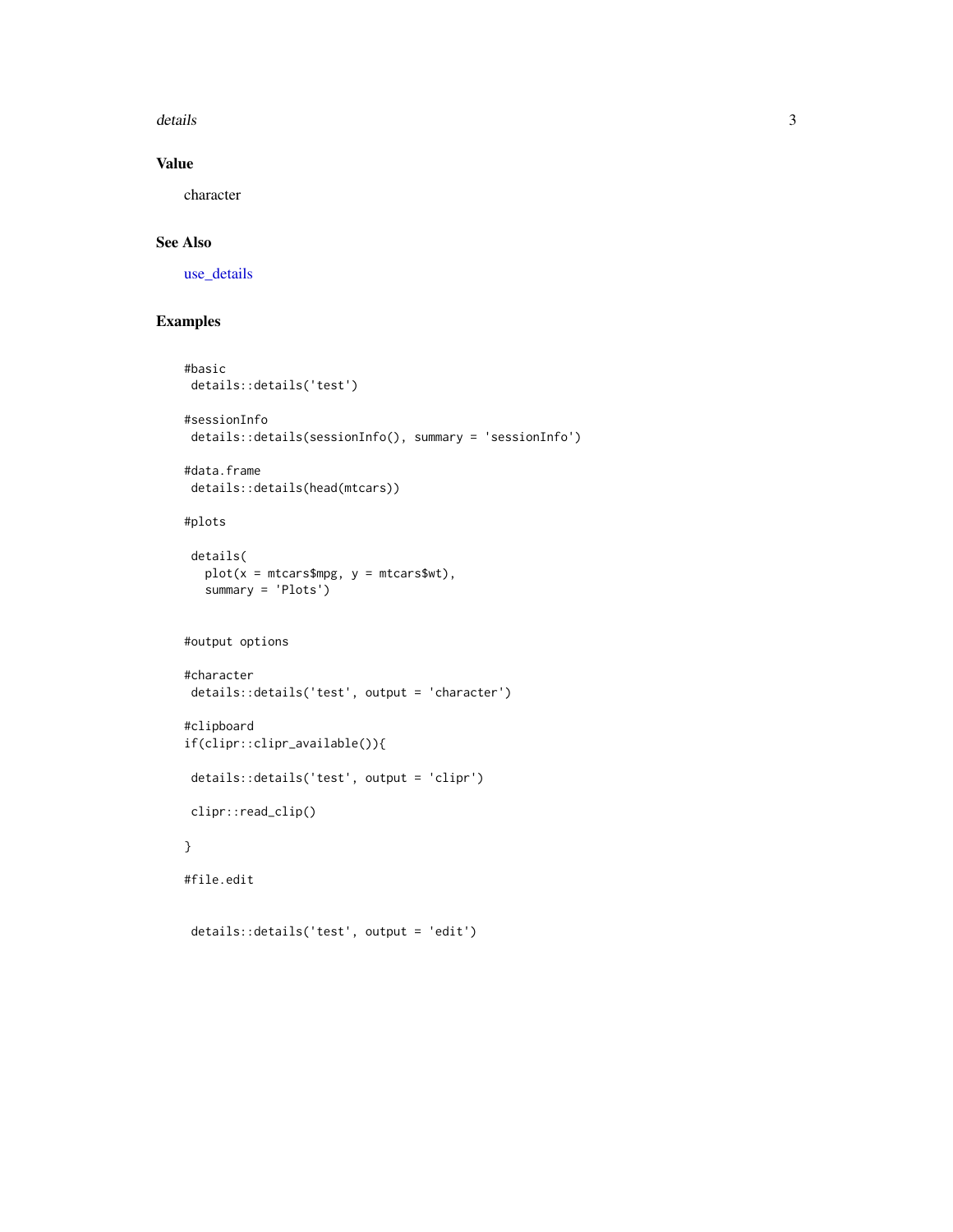## Value

character

## See Also

use_details

## Examples

```
#basic
 details::details('test')

#sessionInfo
 details::details(sessionInfo(), summary = 'sessionInfo')

#data.frame
 details::details(head(mtcars))

#plots

 details(
   plot(x = mtcars$mpg, y = mtcars$wt),
   summary = 'Plots')


#output options

#character
 details::details('test', output = 'character')

#clipboard
if(clipr::clipr_available()){

 details::details('test', output = 'clipr')

 clipr::read_clip()

}

#file.edit


 details::details('test', output = 'edit')
```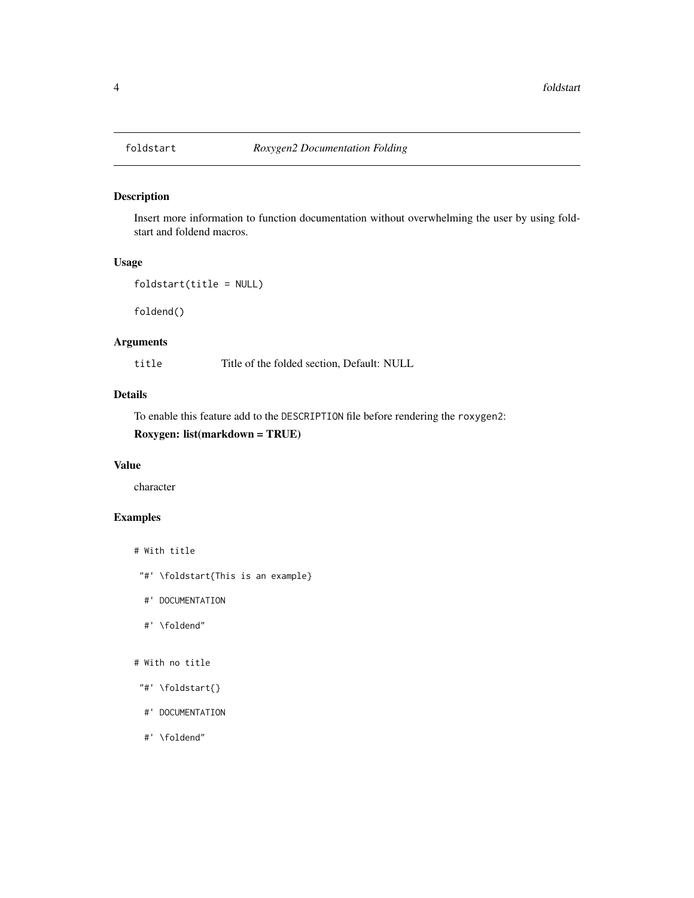## foldstart — *Roxygen2 Documentation Folding*

### Description

Insert more information to function documentation without overwhelming the user by using foldstart and foldend macros.

### Usage

```
foldstart(title = NULL)

foldend()
```

### Arguments

| | |
|---|---|
| `title` | Title of the folded section, Default: NULL |

### Details

To enable this feature add to the `DESCRIPTION` file before rendering the `roxygen2`:

**Roxygen: list(markdown = TRUE)**

### Value

character

### Examples

```
# With title

 "#' \foldstart{This is an example}

  #' DOCUMENTATION

  #' \foldend"

# With no title

 "#' \foldstart{}

  #' DOCUMENTATION

  #' \foldend"
```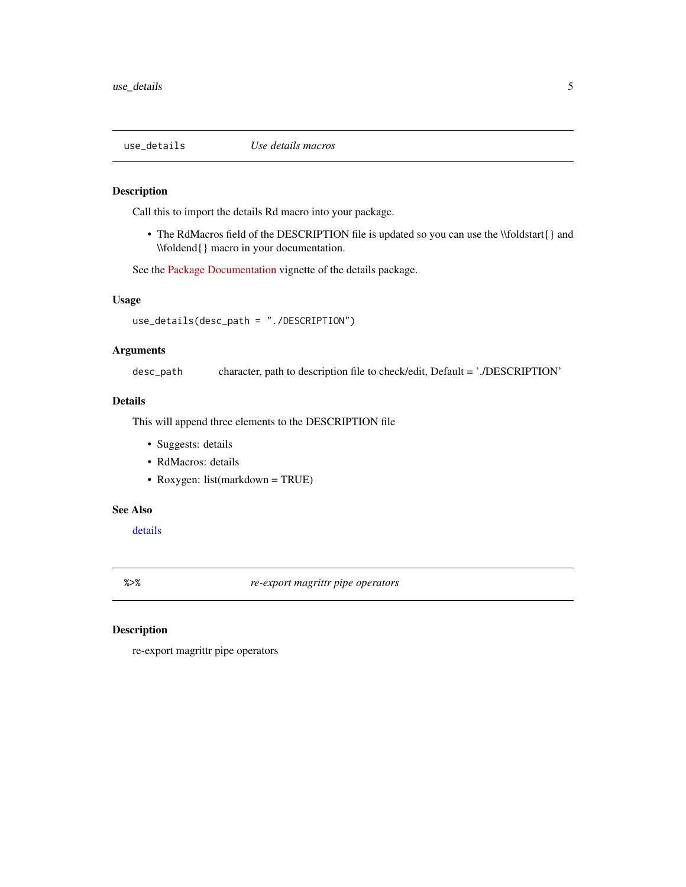## use_details — *Use details macros*

### Description

Call this to import the details Rd macro into your package.

- The RdMacros field of the DESCRIPTION file is updated so you can use the \\foldstart{} and \\foldend{} macro in your documentation.

See the Package Documentation vignette of the details package.

### Usage

```
use_details(desc_path = "./DESCRIPTION")
```

### Arguments

| | |
|---|---|
| `desc_path` | character, path to description file to check/edit, Default = './DESCRIPTION' |

### Details

This will append three elements to the DESCRIPTION file

- Suggests: details
- RdMacros: details
- Roxygen: list(markdown = TRUE)

### See Also

details

## %>% — *re-export magrittr pipe operators*

### Description

re-export magrittr pipe operators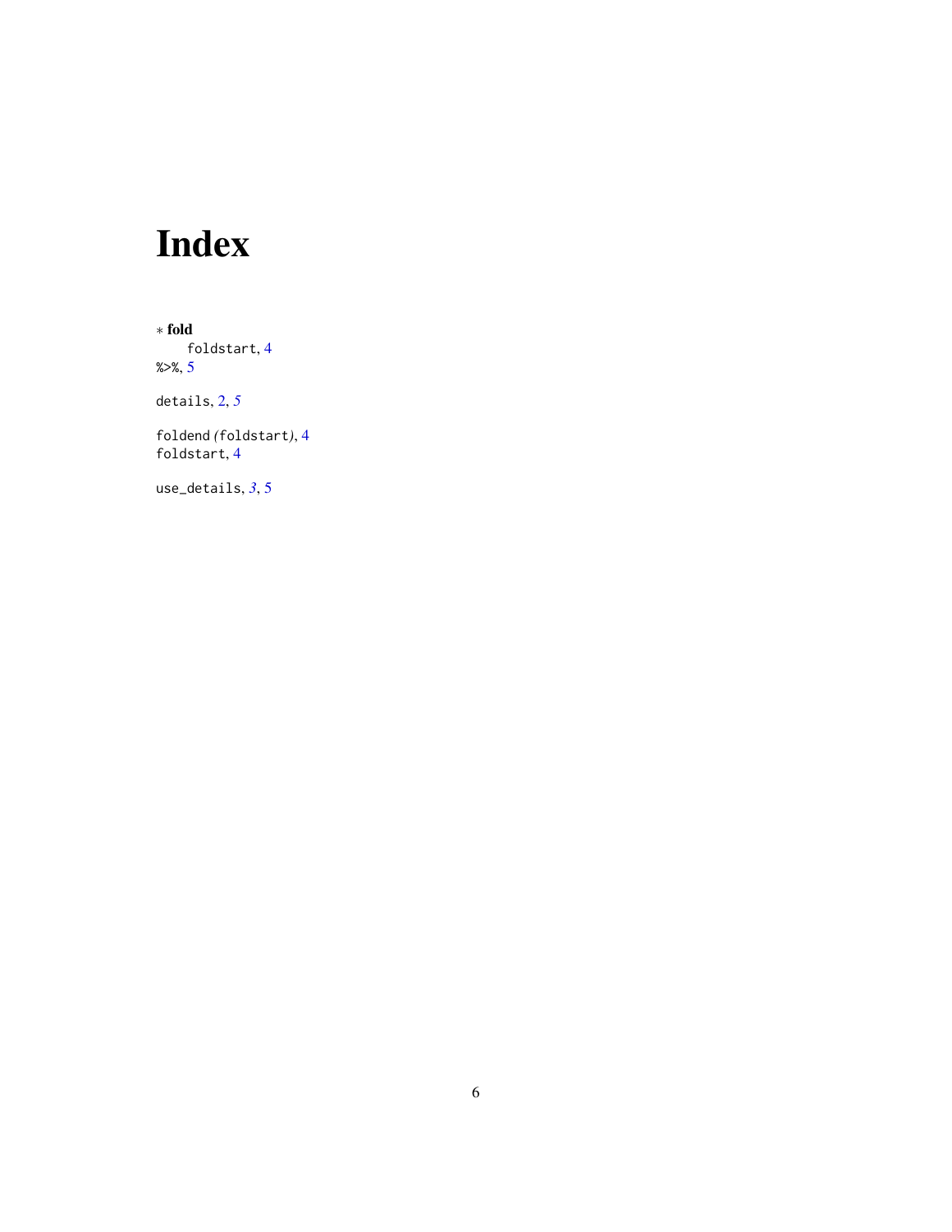# Index

∗ **fold**
  foldstart, 4
%>%, 5

details, 2, *5*

foldend (foldstart), 4
foldstart, 4

use_details, *3*, 5